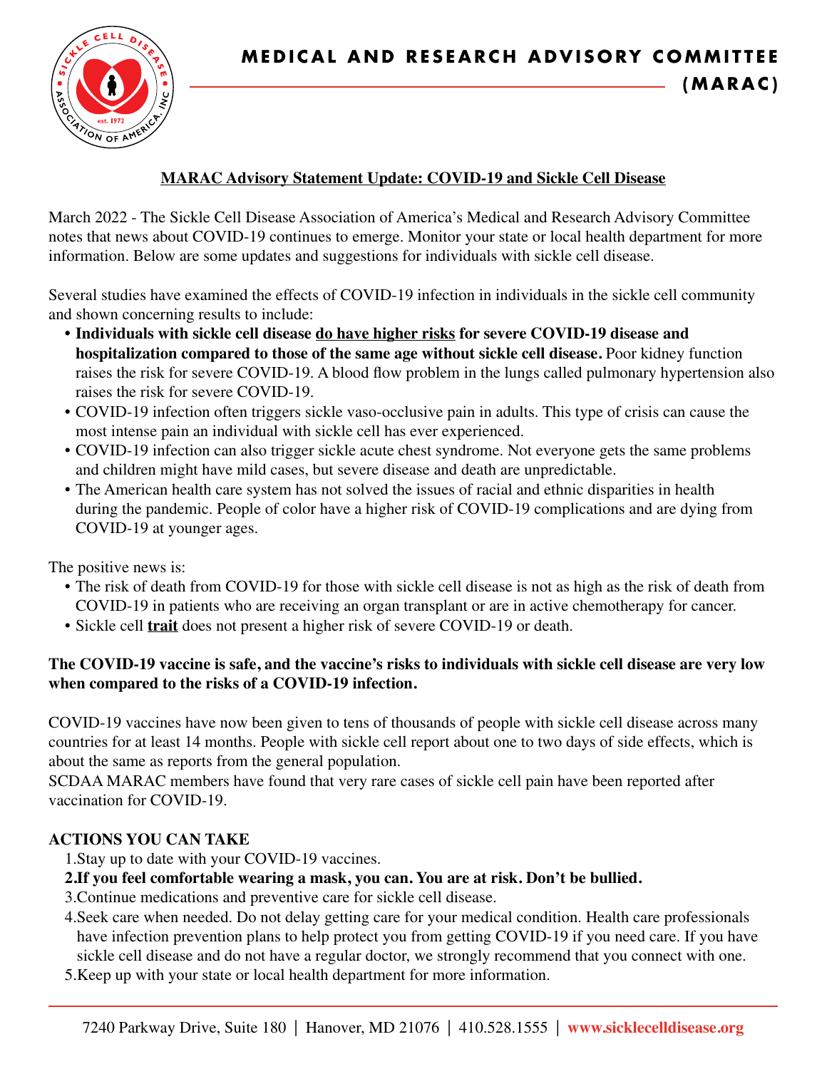# MEDICAL AND RESEARCH ADVISORY COMMITTEE (MARAC)

## MARAC Advisory Statement Update: COVID-19 and Sickle Cell Disease

March 2022 - The Sickle Cell Disease Association of America's Medical and Research Advisory Committee notes that news about COVID-19 continues to emerge. Monitor your state or local health department for more information. Below are some updates and suggestions for individuals with sickle cell disease.

Several studies have examined the effects of COVID-19 infection in individuals in the sickle cell community and shown concerning results to include:

- **Individuals with sickle cell disease do have higher risks for severe COVID-19 disease and hospitalization compared to those of the same age without sickle cell disease.** Poor kidney function raises the risk for severe COVID-19. A blood flow problem in the lungs called pulmonary hypertension also raises the risk for severe COVID-19.
- COVID-19 infection often triggers sickle vaso-occlusive pain in adults. This type of crisis can cause the most intense pain an individual with sickle cell has ever experienced.
- COVID-19 infection can also trigger sickle acute chest syndrome. Not everyone gets the same problems and children might have mild cases, but severe disease and death are unpredictable.
- The American health care system has not solved the issues of racial and ethnic disparities in health during the pandemic. People of color have a higher risk of COVID-19 complications and are dying from COVID-19 at younger ages.

The positive news is:

- The risk of death from COVID-19 for those with sickle cell disease is not as high as the risk of death from COVID-19 in patients who are receiving an organ transplant or are in active chemotherapy for cancer.
- Sickle cell **trait** does not present a higher risk of severe COVID-19 or death.

**The COVID-19 vaccine is safe, and the vaccine's risks to individuals with sickle cell disease are very low when compared to the risks of a COVID-19 infection.**

COVID-19 vaccines have now been given to tens of thousands of people with sickle cell disease across many countries for at least 14 months. People with sickle cell report about one to two days of side effects, which is about the same as reports from the general population.
SCDAA MARAC members have found that very rare cases of sickle cell pain have been reported after vaccination for COVID-19.

**ACTIONS YOU CAN TAKE**

1. Stay up to date with your COVID-19 vaccines.
2. **If you feel comfortable wearing a mask, you can. You are at risk. Don't be bullied.**
3. Continue medications and preventive care for sickle cell disease.
4. Seek care when needed. Do not delay getting care for your medical condition. Health care professionals have infection prevention plans to help protect you from getting COVID-19 if you need care. If you have sickle cell disease and do not have a regular doctor, we strongly recommend that you connect with one.
5. Keep up with your state or local health department for more information.

7240 Parkway Drive, Suite 180 | Hanover, MD 21076 | 410.528.1555 | www.sicklecelldisease.org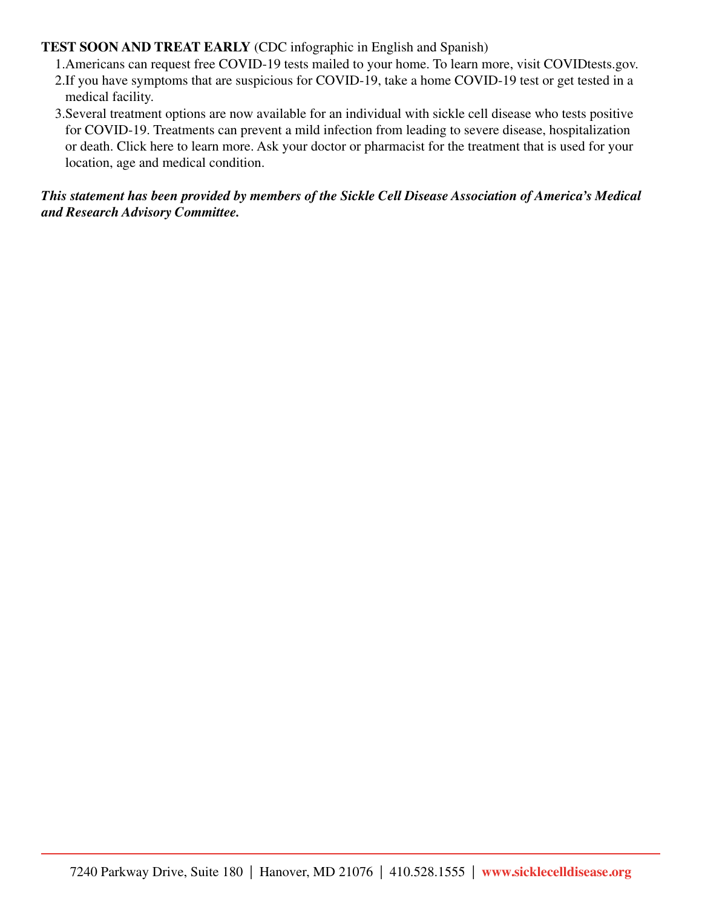**TEST SOON AND TREAT EARLY** (CDC infographic in English and Spanish)

1. Americans can request free COVID-19 tests mailed to your home. To learn more, visit COVIDtests.gov.
2. If you have symptoms that are suspicious for COVID-19, take a home COVID-19 test or get tested in a medical facility.
3. Several treatment options are now available for an individual with sickle cell disease who tests positive for COVID-19. Treatments can prevent a mild infection from leading to severe disease, hospitalization or death. Click here to learn more. Ask your doctor or pharmacist for the treatment that is used for your location, age and medical condition.

***This statement has been provided by members of the Sickle Cell Disease Association of America's Medical and Research Advisory Committee.***